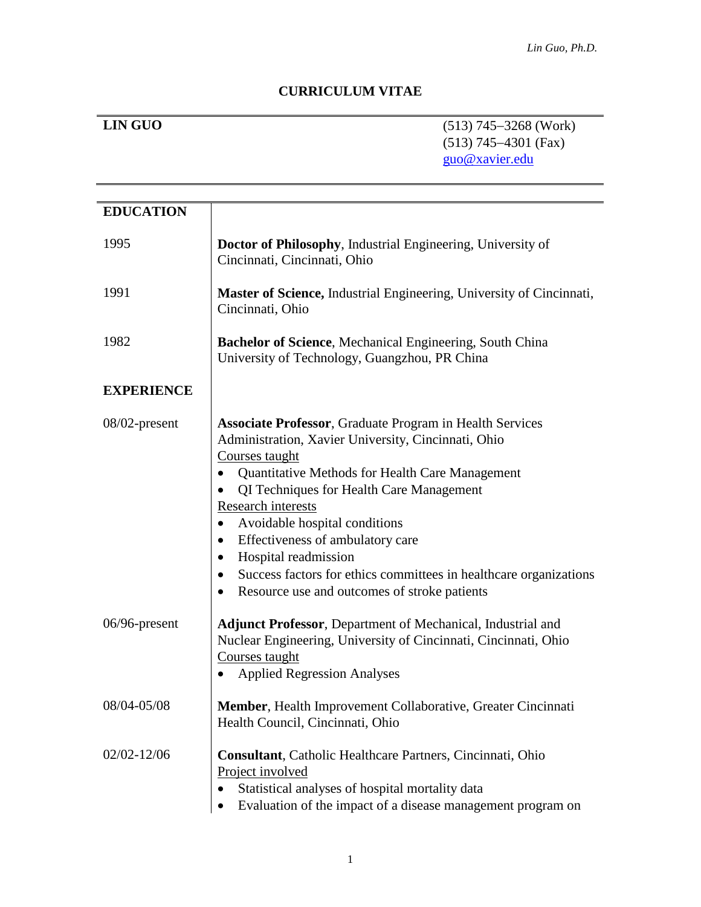# CURRICULUM VITAE

**LIN GUO**

(513) 745–3268 (Work)
(513) 745–4301 (Fax)
guo@xavier.edu

## EDUCATION

| | |
|---|---|
| 1995 | **Doctor of Philosophy**, Industrial Engineering, University of Cincinnati, Cincinnati, Ohio |
| 1991 | **Master of Science,** Industrial Engineering, University of Cincinnati, Cincinnati, Ohio |
| 1982 | **Bachelor of Science**, Mechanical Engineering, South China University of Technology, Guangzhou, PR China |

## EXPERIENCE

**08/02-present**

**Associate Professor**, Graduate Program in Health Services Administration, Xavier University, Cincinnati, Ohio

Courses taught
- Quantitative Methods for Health Care Management
- QI Techniques for Health Care Management

Research interests
- Avoidable hospital conditions
- Effectiveness of ambulatory care
- Hospital readmission
- Success factors for ethics committees in healthcare organizations
- Resource use and outcomes of stroke patients

**06/96-present**

**Adjunct Professor**, Department of Mechanical, Industrial and Nuclear Engineering, University of Cincinnati, Cincinnati, Ohio

Courses taught
- Applied Regression Analyses

**08/04-05/08**

**Member**, Health Improvement Collaborative, Greater Cincinnati Health Council, Cincinnati, Ohio

**02/02-12/06**

**Consultant**, Catholic Healthcare Partners, Cincinnati, Ohio

Project involved
- Statistical analyses of hospital mortality data
- Evaluation of the impact of a disease management program on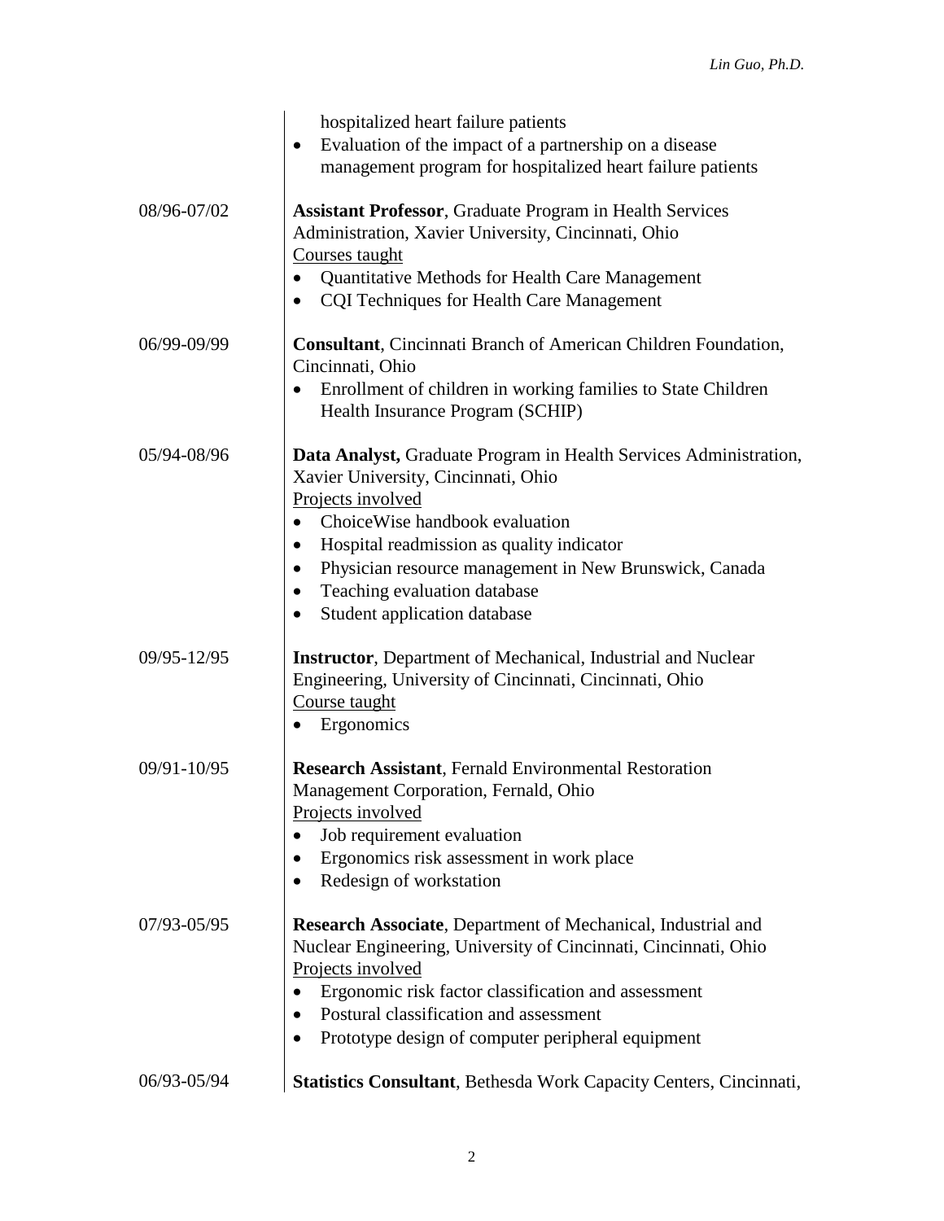hospitalized heart failure patients
- Evaluation of the impact of a partnership on a disease management program for hospitalized heart failure patients

08/96-07/02 **Assistant Professor**, Graduate Program in Health Services Administration, Xavier University, Cincinnati, Ohio

Courses taught
- Quantitative Methods for Health Care Management
- CQI Techniques for Health Care Management

06/99-09/99 **Consultant**, Cincinnati Branch of American Children Foundation, Cincinnati, Ohio
- Enrollment of children in working families to State Children Health Insurance Program (SCHIP)

05/94-08/96 **Data Analyst,** Graduate Program in Health Services Administration, Xavier University, Cincinnati, Ohio

Projects involved
- ChoiceWise handbook evaluation
- Hospital readmission as quality indicator
- Physician resource management in New Brunswick, Canada
- Teaching evaluation database
- Student application database

09/95-12/95 **Instructor**, Department of Mechanical, Industrial and Nuclear Engineering, University of Cincinnati, Cincinnati, Ohio

Course taught
- Ergonomics

09/91-10/95 **Research Assistant**, Fernald Environmental Restoration Management Corporation, Fernald, Ohio

Projects involved
- Job requirement evaluation
- Ergonomics risk assessment in work place
- Redesign of workstation

07/93-05/95 **Research Associate**, Department of Mechanical, Industrial and Nuclear Engineering, University of Cincinnati, Cincinnati, Ohio

Projects involved
- Ergonomic risk factor classification and assessment
- Postural classification and assessment
- Prototype design of computer peripheral equipment

06/93-05/94 **Statistics Consultant**, Bethesda Work Capacity Centers, Cincinnati,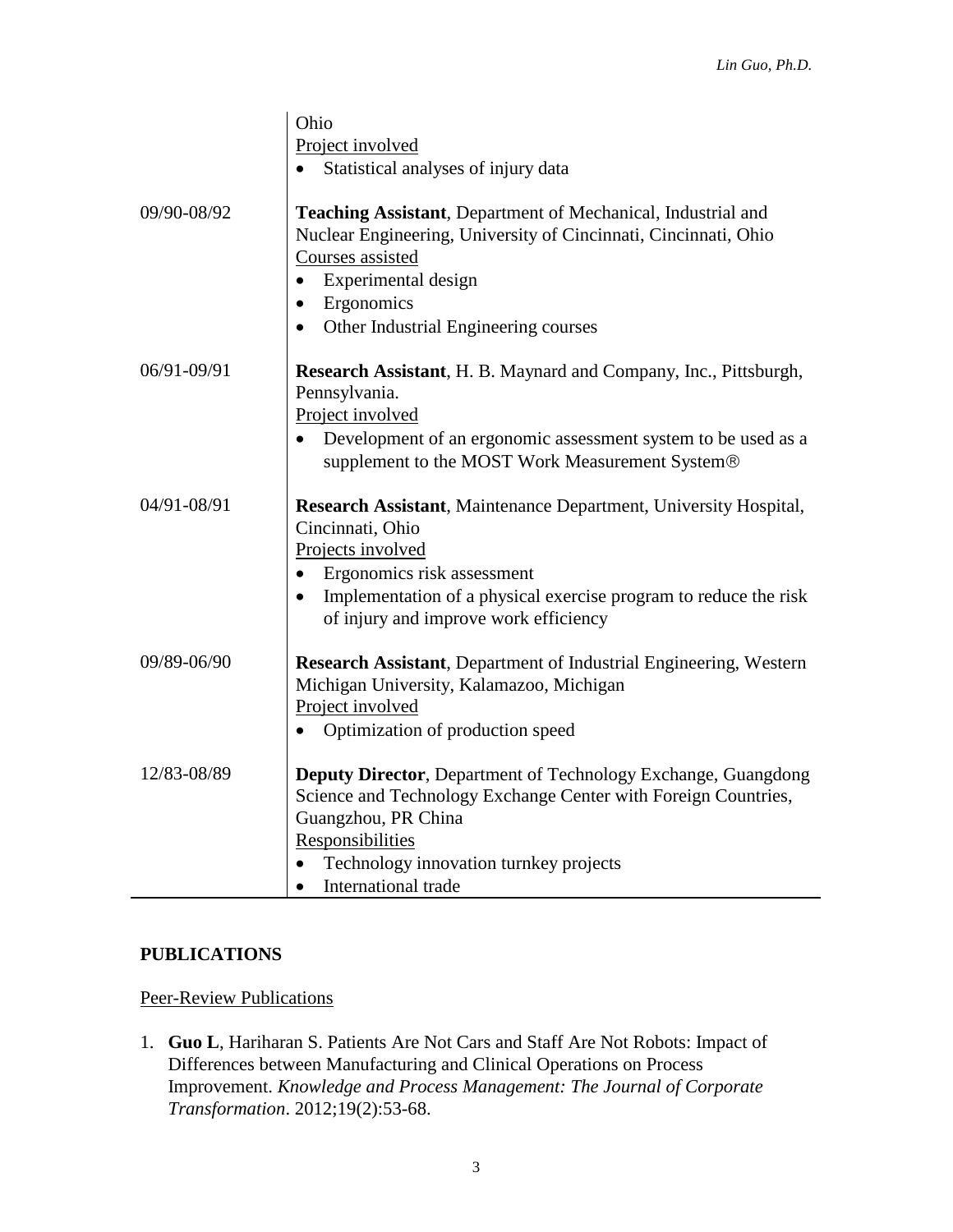| | |
|---|---|
| | Ohio<br>Project involved<br>• Statistical analyses of injury data |
| 09/90-08/92 | **Teaching Assistant**, Department of Mechanical, Industrial and Nuclear Engineering, University of Cincinnati, Cincinnati, Ohio<br>Courses assisted<br>• Experimental design<br>• Ergonomics<br>• Other Industrial Engineering courses |
| 06/91-09/91 | **Research Assistant**, H. B. Maynard and Company, Inc., Pittsburgh, Pennsylvania.<br>Project involved<br>• Development of an ergonomic assessment system to be used as a supplement to the MOST Work Measurement System® |
| 04/91-08/91 | **Research Assistant**, Maintenance Department, University Hospital, Cincinnati, Ohio<br>Projects involved<br>• Ergonomics risk assessment<br>• Implementation of a physical exercise program to reduce the risk of injury and improve work efficiency |
| 09/89-06/90 | **Research Assistant**, Department of Industrial Engineering, Western Michigan University, Kalamazoo, Michigan<br>Project involved<br>• Optimization of production speed |
| 12/83-08/89 | **Deputy Director**, Department of Technology Exchange, Guangdong Science and Technology Exchange Center with Foreign Countries, Guangzhou, PR China<br>Responsibilities<br>• Technology innovation turnkey projects<br>• International trade |

## PUBLICATIONS

Peer-Review Publications

1. **Guo L**, Hariharan S. Patients Are Not Cars and Staff Are Not Robots: Impact of Differences between Manufacturing and Clinical Operations on Process Improvement. *Knowledge and Process Management: The Journal of Corporate Transformation*. 2012;19(2):53-68.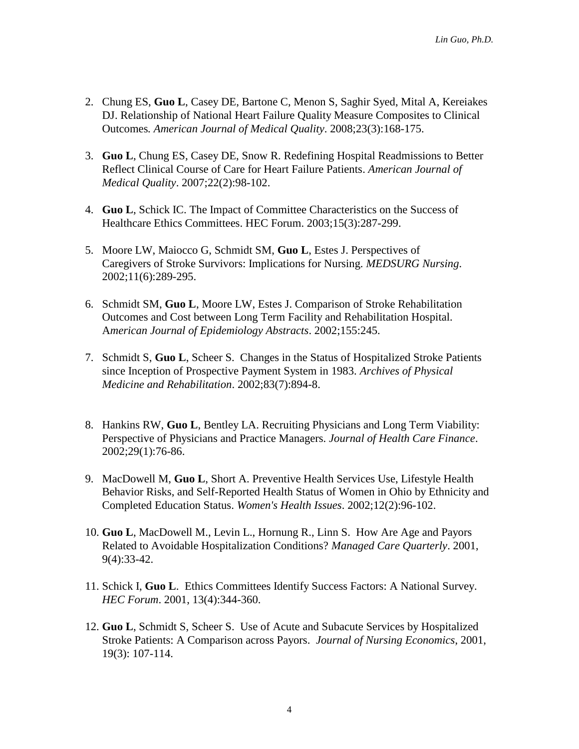2. Chung ES, **Guo L**, Casey DE, Bartone C, Menon S, Saghir Syed, Mital A, Kereiakes DJ. Relationship of National Heart Failure Quality Measure Composites to Clinical Outcomes. *American Journal of Medical Quality*. 2008;23(3):168-175.

3. **Guo L**, Chung ES, Casey DE, Snow R. Redefining Hospital Readmissions to Better Reflect Clinical Course of Care for Heart Failure Patients. *American Journal of Medical Quality*. 2007;22(2):98-102.

4. **Guo L**, Schick IC. The Impact of Committee Characteristics on the Success of Healthcare Ethics Committees. HEC Forum. 2003;15(3):287-299.

5. Moore LW, Maiocco G, Schmidt SM, **Guo L**, Estes J. Perspectives of Caregivers of Stroke Survivors: Implications for Nursing. *MEDSURG Nursing*. 2002;11(6):289-295.

6. Schmidt SM, **Guo L**, Moore LW, Estes J. Comparison of Stroke Rehabilitation Outcomes and Cost between Long Term Facility and Rehabilitation Hospital. A*merican Journal of Epidemiology Abstracts*. 2002;155:245.

7. Schmidt S, **Guo L**, Scheer S. Changes in the Status of Hospitalized Stroke Patients since Inception of Prospective Payment System in 1983. *Archives of Physical Medicine and Rehabilitation*. 2002;83(7):894-8.

8. Hankins RW, **Guo L**, Bentley LA. Recruiting Physicians and Long Term Viability: Perspective of Physicians and Practice Managers. *Journal of Health Care Finance*. 2002;29(1):76-86.

9. MacDowell M, **Guo L**, Short A. Preventive Health Services Use, Lifestyle Health Behavior Risks, and Self-Reported Health Status of Women in Ohio by Ethnicity and Completed Education Status. *Women's Health Issues*. 2002;12(2):96-102.

10. **Guo L**, MacDowell M., Levin L., Hornung R., Linn S. How Are Age and Payors Related to Avoidable Hospitalization Conditions? *Managed Care Quarterly*. 2001, 9(4):33-42.

11. Schick I, **Guo L**. Ethics Committees Identify Success Factors: A National Survey. *HEC Forum*. 2001, 13(4):344-360.

12. **Guo L**, Schmidt S, Scheer S. Use of Acute and Subacute Services by Hospitalized Stroke Patients: A Comparison across Payors. *Journal of Nursing Economics*, 2001, 19(3): 107-114.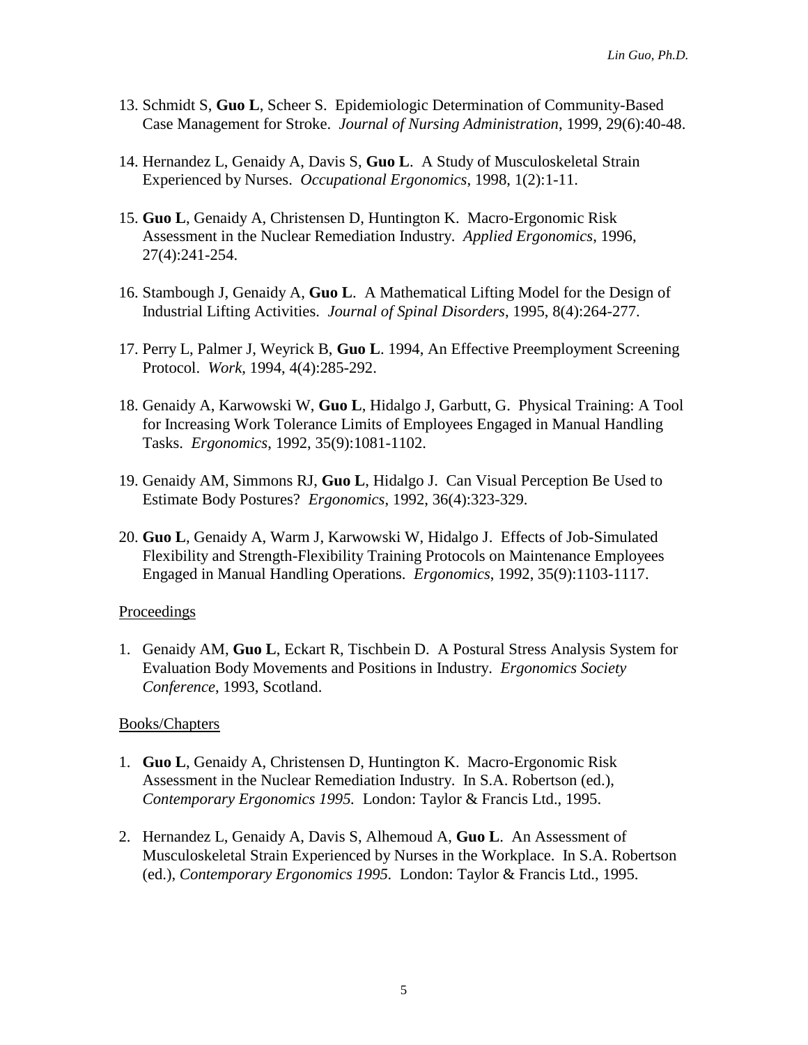13. Schmidt S, **Guo L**, Scheer S. Epidemiologic Determination of Community-Based Case Management for Stroke. *Journal of Nursing Administration*, 1999, 29(6):40-48.

14. Hernandez L, Genaidy A, Davis S, **Guo L**. A Study of Musculoskeletal Strain Experienced by Nurses. *Occupational Ergonomics*, 1998, 1(2):1-11.

15. **Guo L**, Genaidy A, Christensen D, Huntington K. Macro-Ergonomic Risk Assessment in the Nuclear Remediation Industry. *Applied Ergonomics*, 1996, 27(4):241-254.

16. Stambough J, Genaidy A, **Guo L**. A Mathematical Lifting Model for the Design of Industrial Lifting Activities. *Journal of Spinal Disorders*, 1995, 8(4):264-277.

17. Perry L, Palmer J, Weyrick B, **Guo L**. 1994, An Effective Preemployment Screening Protocol. *Work*, 1994, 4(4):285-292.

18. Genaidy A, Karwowski W, **Guo L**, Hidalgo J, Garbutt, G. Physical Training: A Tool for Increasing Work Tolerance Limits of Employees Engaged in Manual Handling Tasks. *Ergonomics*, 1992, 35(9):1081-1102.

19. Genaidy AM, Simmons RJ, **Guo L**, Hidalgo J. Can Visual Perception Be Used to Estimate Body Postures? *Ergonomics*, 1992, 36(4):323-329.

20. **Guo L**, Genaidy A, Warm J, Karwowski W, Hidalgo J. Effects of Job-Simulated Flexibility and Strength-Flexibility Training Protocols on Maintenance Employees Engaged in Manual Handling Operations. *Ergonomics*, 1992, 35(9):1103-1117.

Proceedings

1. Genaidy AM, **Guo L**, Eckart R, Tischbein D. A Postural Stress Analysis System for Evaluation Body Movements and Positions in Industry. *Ergonomics Society Conference*, 1993, Scotland.

Books/Chapters

1. **Guo L**, Genaidy A, Christensen D, Huntington K. Macro-Ergonomic Risk Assessment in the Nuclear Remediation Industry. In S.A. Robertson (ed.), *Contemporary Ergonomics 1995.* London: Taylor & Francis Ltd., 1995.

2. Hernandez L, Genaidy A, Davis S, Alhemoud A, **Guo L**. An Assessment of Musculoskeletal Strain Experienced by Nurses in the Workplace. In S.A. Robertson (ed.), *Contemporary Ergonomics 1995*. London: Taylor & Francis Ltd., 1995.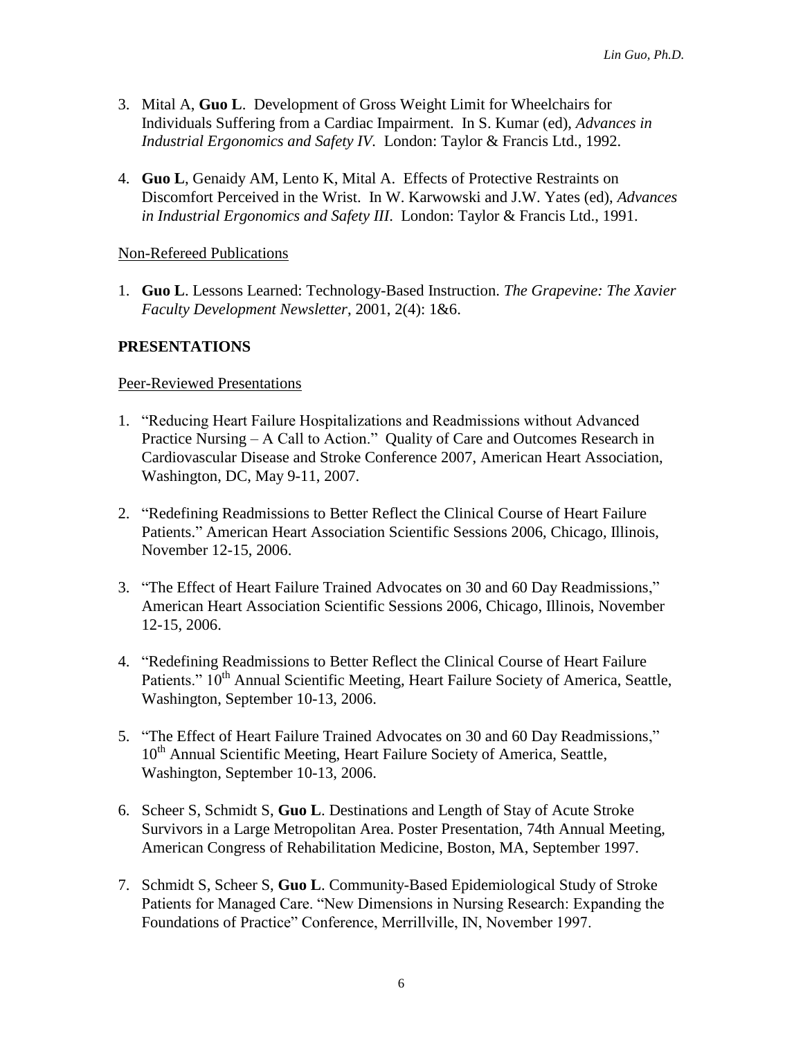3. Mital A, **Guo L**. Development of Gross Weight Limit for Wheelchairs for Individuals Suffering from a Cardiac Impairment. In S. Kumar (ed), *Advances in Industrial Ergonomics and Safety IV*. London: Taylor & Francis Ltd., 1992.

4. **Guo L**, Genaidy AM, Lento K, Mital A. Effects of Protective Restraints on Discomfort Perceived in the Wrist. In W. Karwowski and J.W. Yates (ed), *Advances in Industrial Ergonomics and Safety III*. London: Taylor & Francis Ltd., 1991.

Non-Refereed Publications

1. **Guo L**. Lessons Learned: Technology-Based Instruction. *The Grapevine: The Xavier Faculty Development Newsletter*, 2001, 2(4): 1&6.

## PRESENTATIONS

Peer-Reviewed Presentations

1. "Reducing Heart Failure Hospitalizations and Readmissions without Advanced Practice Nursing – A Call to Action." Quality of Care and Outcomes Research in Cardiovascular Disease and Stroke Conference 2007, American Heart Association, Washington, DC, May 9-11, 2007.

2. "Redefining Readmissions to Better Reflect the Clinical Course of Heart Failure Patients." American Heart Association Scientific Sessions 2006, Chicago, Illinois, November 12-15, 2006.

3. "The Effect of Heart Failure Trained Advocates on 30 and 60 Day Readmissions," American Heart Association Scientific Sessions 2006, Chicago, Illinois, November 12-15, 2006.

4. "Redefining Readmissions to Better Reflect the Clinical Course of Heart Failure Patients." 10th Annual Scientific Meeting, Heart Failure Society of America, Seattle, Washington, September 10-13, 2006.

5. "The Effect of Heart Failure Trained Advocates on 30 and 60 Day Readmissions," 10th Annual Scientific Meeting, Heart Failure Society of America, Seattle, Washington, September 10-13, 2006.

6. Scheer S, Schmidt S, **Guo L**. Destinations and Length of Stay of Acute Stroke Survivors in a Large Metropolitan Area. Poster Presentation, 74th Annual Meeting, American Congress of Rehabilitation Medicine, Boston, MA, September 1997.

7. Schmidt S, Scheer S, **Guo L**. Community-Based Epidemiological Study of Stroke Patients for Managed Care. "New Dimensions in Nursing Research: Expanding the Foundations of Practice" Conference, Merrillville, IN, November 1997.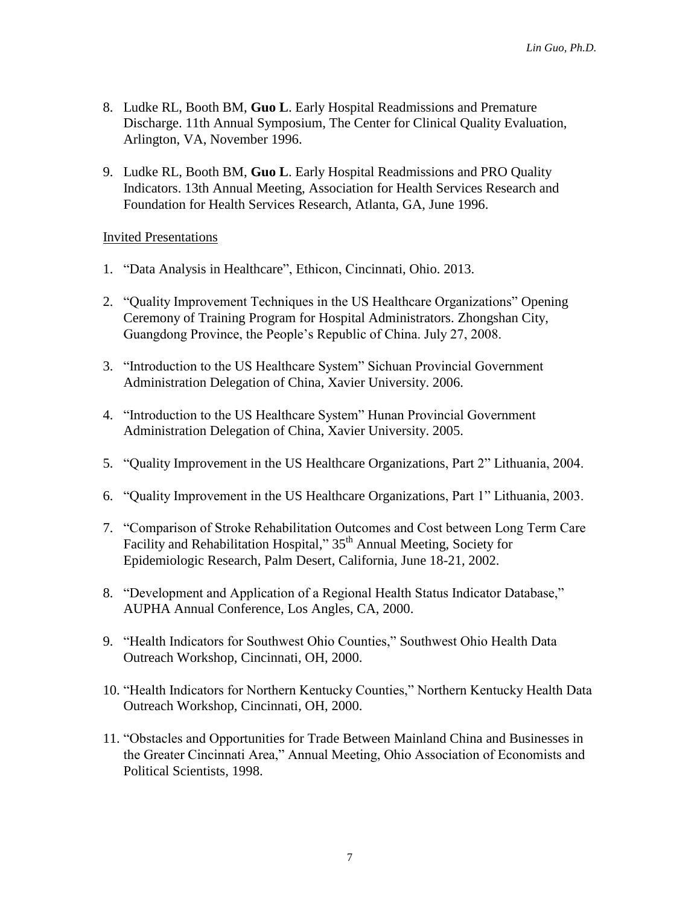8. Ludke RL, Booth BM, **Guo L**. Early Hospital Readmissions and Premature Discharge. 11th Annual Symposium, The Center for Clinical Quality Evaluation, Arlington, VA, November 1996.

9. Ludke RL, Booth BM, **Guo L**. Early Hospital Readmissions and PRO Quality Indicators. 13th Annual Meeting, Association for Health Services Research and Foundation for Health Services Research, Atlanta, GA, June 1996.

<u>Invited Presentations</u>

1. "Data Analysis in Healthcare", Ethicon, Cincinnati, Ohio. 2013.

2. "Quality Improvement Techniques in the US Healthcare Organizations" Opening Ceremony of Training Program for Hospital Administrators. Zhongshan City, Guangdong Province, the People's Republic of China. July 27, 2008.

3. "Introduction to the US Healthcare System" Sichuan Provincial Government Administration Delegation of China, Xavier University. 2006.

4. "Introduction to the US Healthcare System" Hunan Provincial Government Administration Delegation of China, Xavier University. 2005.

5. "Quality Improvement in the US Healthcare Organizations, Part 2" Lithuania, 2004.

6. "Quality Improvement in the US Healthcare Organizations, Part 1" Lithuania, 2003.

7. "Comparison of Stroke Rehabilitation Outcomes and Cost between Long Term Care Facility and Rehabilitation Hospital," 35th Annual Meeting, Society for Epidemiologic Research, Palm Desert, California, June 18-21, 2002.

8. "Development and Application of a Regional Health Status Indicator Database," AUPHA Annual Conference, Los Angles, CA, 2000.

9. "Health Indicators for Southwest Ohio Counties," Southwest Ohio Health Data Outreach Workshop, Cincinnati, OH, 2000.

10. "Health Indicators for Northern Kentucky Counties," Northern Kentucky Health Data Outreach Workshop, Cincinnati, OH, 2000.

11. "Obstacles and Opportunities for Trade Between Mainland China and Businesses in the Greater Cincinnati Area," Annual Meeting, Ohio Association of Economists and Political Scientists, 1998.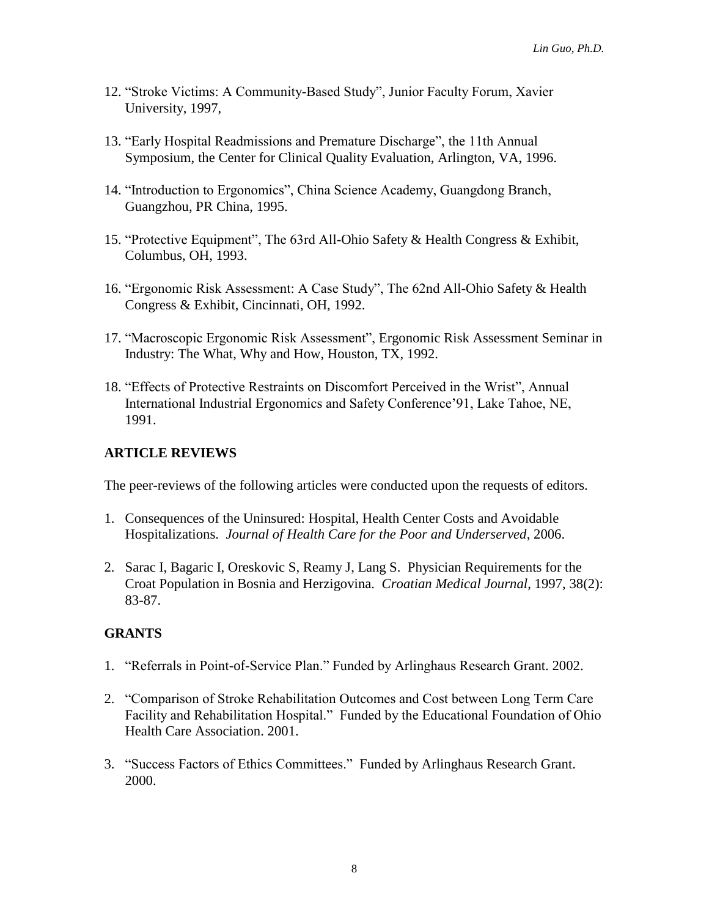12. "Stroke Victims: A Community-Based Study", Junior Faculty Forum, Xavier University, 1997,

13. "Early Hospital Readmissions and Premature Discharge", the 11th Annual Symposium, the Center for Clinical Quality Evaluation, Arlington, VA, 1996.

14. "Introduction to Ergonomics", China Science Academy, Guangdong Branch, Guangzhou, PR China, 1995.

15. "Protective Equipment", The 63rd All-Ohio Safety & Health Congress & Exhibit, Columbus, OH, 1993.

16. "Ergonomic Risk Assessment: A Case Study", The 62nd All-Ohio Safety & Health Congress & Exhibit, Cincinnati, OH, 1992.

17. "Macroscopic Ergonomic Risk Assessment", Ergonomic Risk Assessment Seminar in Industry: The What, Why and How, Houston, TX, 1992.

18. "Effects of Protective Restraints on Discomfort Perceived in the Wrist", Annual International Industrial Ergonomics and Safety Conference'91, Lake Tahoe, NE, 1991.

## ARTICLE REVIEWS

The peer-reviews of the following articles were conducted upon the requests of editors.

1. Consequences of the Uninsured: Hospital, Health Center Costs and Avoidable Hospitalizations. *Journal of Health Care for the Poor and Underserved*, 2006.

2. Sarac I, Bagaric I, Oreskovic S, Reamy J, Lang S. Physician Requirements for the Croat Population in Bosnia and Herzigovina. *Croatian Medical Journal*, 1997, 38(2): 83-87.

## GRANTS

1. "Referrals in Point-of-Service Plan." Funded by Arlinghaus Research Grant. 2002.

2. "Comparison of Stroke Rehabilitation Outcomes and Cost between Long Term Care Facility and Rehabilitation Hospital." Funded by the Educational Foundation of Ohio Health Care Association. 2001.

3. "Success Factors of Ethics Committees." Funded by Arlinghaus Research Grant. 2000.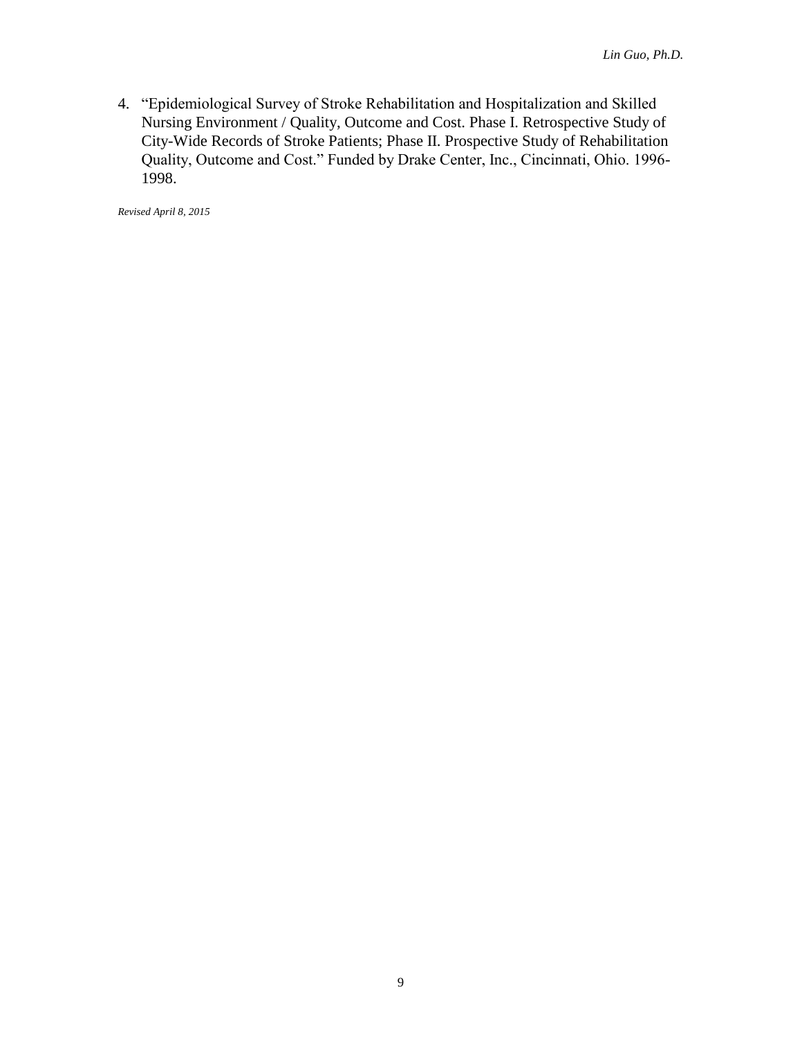4. "Epidemiological Survey of Stroke Rehabilitation and Hospitalization and Skilled Nursing Environment / Quality, Outcome and Cost. Phase I. Retrospective Study of City-Wide Records of Stroke Patients; Phase II. Prospective Study of Rehabilitation Quality, Outcome and Cost." Funded by Drake Center, Inc., Cincinnati, Ohio. 1996-1998.

*Revised April 8, 2015*